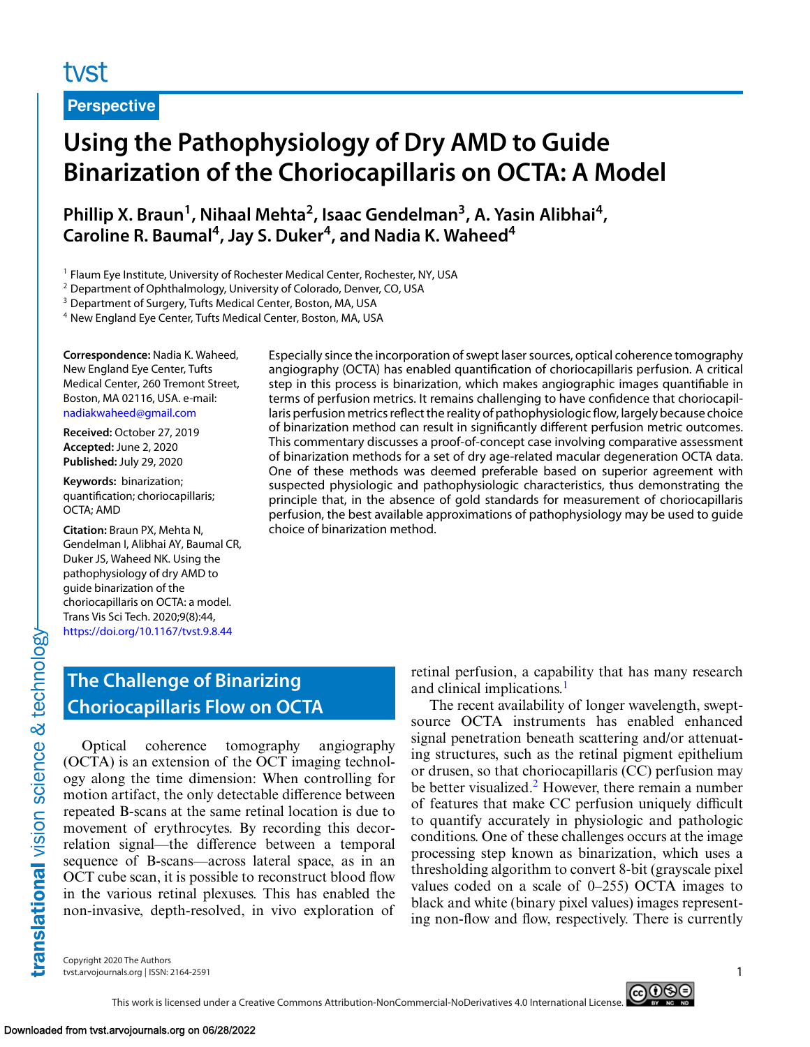Perspective

# Using the Pathophysiology of Dry AMD to Guide Binarization of the Choriocapillaris on OCTA: A Model

**Phillip X. Braun[1], Nihaal Mehta[2], Isaac Gendelman[3], A. Yasin Alibhai[4], Caroline R. Baumal[4], Jay S. Duker[4], and Nadia K. Waheed[4]**

[1] Flaum Eye Institute, University of Rochester Medical Center, Rochester, NY, USA
[2] Department of Ophthalmology, University of Colorado, Denver, CO, USA
[3] Department of Surgery, Tufts Medical Center, Boston, MA, USA
[4] New England Eye Center, Tufts Medical Center, Boston, MA, USA

**Correspondence:** Nadia K. Waheed, New England Eye Center, Tufts Medical Center, 260 Tremont Street, Boston, MA 02116, USA. e-mail: nadiakwaheed@gmail.com

**Received:** October 27, 2019
**Accepted:** June 2, 2020
**Published:** July 29, 2020

**Keywords:** binarization; quantification; choriocapillaris; OCTA; AMD

**Citation:** Braun PX, Mehta N, Gendelman I, Alibhai AY, Baumal CR, Duker JS, Waheed NK. Using the pathophysiology of dry AMD to guide binarization of the choriocapillaris on OCTA: a model. Trans Vis Sci Tech. 2020;9(8):44, https://doi.org/10.1167/tvst.9.8.44

Especially since the incorporation of swept laser sources, optical coherence tomography angiography (OCTA) has enabled quantification of choriocapillaris perfusion. A critical step in this process is binarization, which makes angiographic images quantifiable in terms of perfusion metrics. It remains challenging to have confidence that choriocapillaris perfusion metrics reflect the reality of pathophysiologic flow, largely because choice of binarization method can result in significantly different perfusion metric outcomes. This commentary discusses a proof-of-concept case involving comparative assessment of binarization methods for a set of dry age-related macular degeneration OCTA data. One of these methods was deemed preferable based on superior agreement with suspected physiologic and pathophysiologic characteristics, thus demonstrating the principle that, in the absence of gold standards for measurement of choriocapillaris perfusion, the best available approximations of pathophysiology may be used to guide choice of binarization method.

## The Challenge of Binarizing Choriocapillaris Flow on OCTA

Optical coherence tomography angiography (OCTA) is an extension of the OCT imaging technology along the time dimension: When controlling for motion artifact, the only detectable difference between repeated B-scans at the same retinal location is due to movement of erythrocytes. By recording this decorrelation signal—the difference between a temporal sequence of B-scans—across lateral space, as in an OCT cube scan, it is possible to reconstruct blood flow in the various retinal plexuses. This has enabled the non-invasive, depth-resolved, in vivo exploration of retinal perfusion, a capability that has many research and clinical implications.[1]

The recent availability of longer wavelength, swept-source OCTA instruments has enabled enhanced signal penetration beneath scattering and/or attenuating structures, such as the retinal pigment epithelium or drusen, so that choriocapillaris (CC) perfusion may be better visualized.[2] However, there remain a number of features that make CC perfusion uniquely difficult to quantify accurately in physiologic and pathologic conditions. One of these challenges occurs at the image processing step known as binarization, which uses a thresholding algorithm to convert 8-bit (grayscale pixel values coded on a scale of 0–255) OCTA images to black and white (binary pixel values) images representing non-flow and flow, respectively. There is currently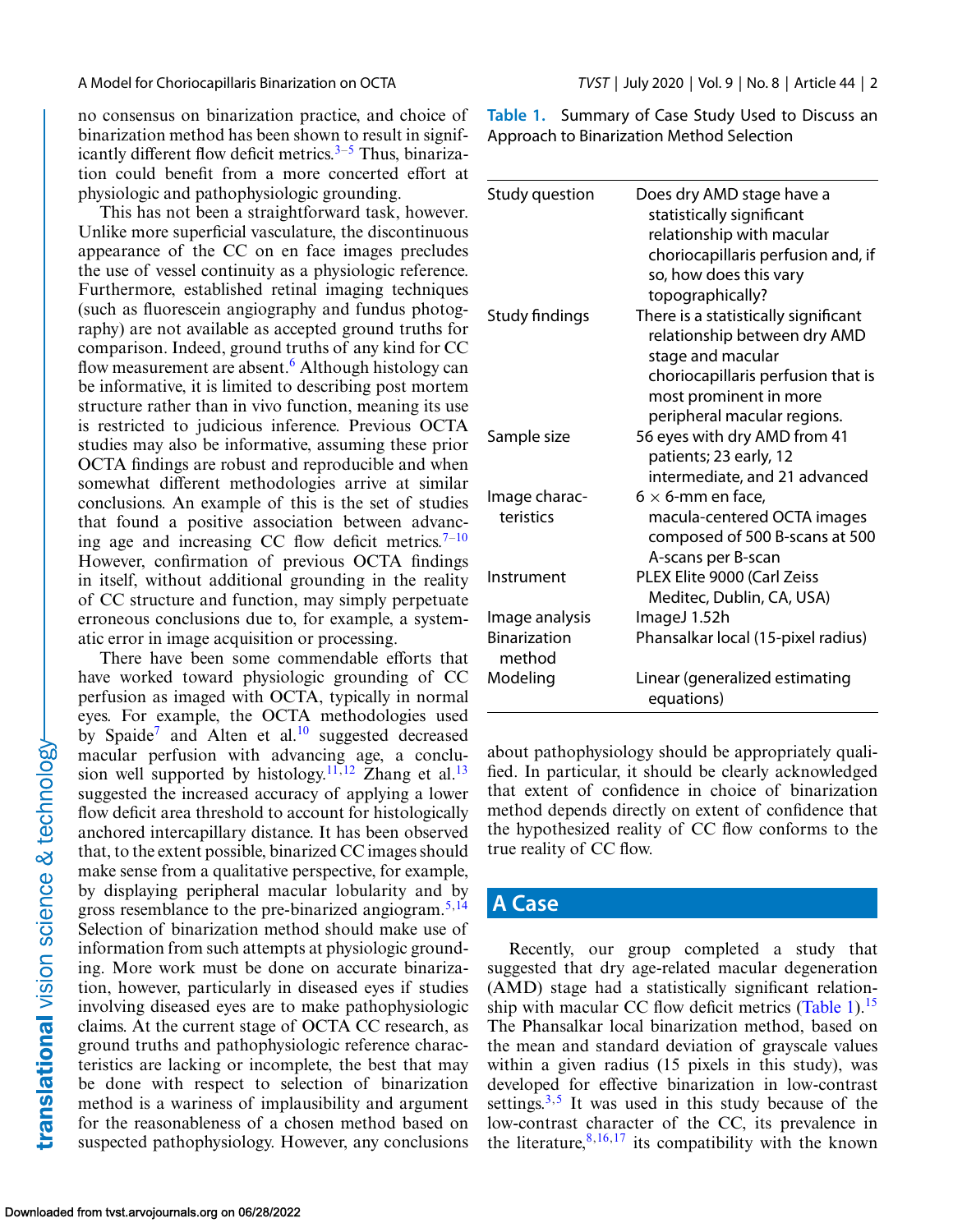no consensus on binarization practice, and choice of binarization method has been shown to result in significantly different flow deficit metrics.[3–5] Thus, binarization could benefit from a more concerted effort at physiologic and pathophysiologic grounding.

This has not been a straightforward task, however. Unlike more superficial vasculature, the discontinuous appearance of the CC on en face images precludes the use of vessel continuity as a physiologic reference. Furthermore, established retinal imaging techniques (such as fluorescein angiography and fundus photography) are not available as accepted ground truths for comparison. Indeed, ground truths of any kind for CC flow measurement are absent.[6] Although histology can be informative, it is limited to describing post mortem structure rather than in vivo function, meaning its use is restricted to judicious inference. Previous OCTA studies may also be informative, assuming these prior OCTA findings are robust and reproducible and when somewhat different methodologies arrive at similar conclusions. An example of this is the set of studies that found a positive association between advancing age and increasing CC flow deficit metrics.[7–10] However, confirmation of previous OCTA findings in itself, without additional grounding in the reality of CC structure and function, may simply perpetuate erroneous conclusions due to, for example, a systematic error in image acquisition or processing.

There have been some commendable efforts that have worked toward physiologic grounding of CC perfusion as imaged with OCTA, typically in normal eyes. For example, the OCTA methodologies used by Spaide[7] and Alten et al.[10] suggested decreased macular perfusion with advancing age, a conclusion well supported by histology.[11,12] Zhang et al.[13] suggested the increased accuracy of applying a lower flow deficit area threshold to account for histologically anchored intercapillary distance. It has been observed that, to the extent possible, binarized CC images should make sense from a qualitative perspective, for example, by displaying peripheral macular lobularity and by gross resemblance to the pre-binarized angiogram.[5,14] Selection of binarization method should make use of information from such attempts at physiologic grounding. More work must be done on accurate binarization, however, particularly in diseased eyes if studies involving diseased eyes are to make pathophysiologic claims. At the current stage of OCTA CC research, as ground truths and pathophysiologic reference characteristics are lacking or incomplete, the best that may be done with respect to selection of binarization method is a wariness of implausibility and argument for the reasonableness of a chosen method based on suspected pathophysiology. However, any conclusions about pathophysiology should be appropriately qualified. In particular, it should be clearly acknowledged that extent of confidence in choice of binarization method depends directly on extent of confidence that the hypothesized reality of CC flow conforms to the true reality of CC flow.

**Table 1.** Summary of Case Study Used to Discuss an Approach to Binarization Method Selection

| | |
|---|---|
| Study question | Does dry AMD stage have a statistically significant relationship with macular choriocapillaris perfusion and, if so, how does this vary topographically? |
| Study findings | There is a statistically significant relationship between dry AMD stage and macular choriocapillaris perfusion that is most prominent in more peripheral macular regions. |
| Sample size | 56 eyes with dry AMD from 41 patients; 23 early, 12 intermediate, and 21 advanced |
| Image characteristics | 6 × 6-mm en face, macula-centered OCTA images composed of 500 B-scans at 500 A-scans per B-scan |
| Instrument | PLEX Elite 9000 (Carl Zeiss Meditec, Dublin, CA, USA) |
| Image analysis | ImageJ 1.52h |
| Binarization method | Phansalkar local (15-pixel radius) |
| Modeling | Linear (generalized estimating equations) |

## A Case

Recently, our group completed a study that suggested that dry age-related macular degeneration (AMD) stage had a statistically significant relationship with macular CC flow deficit metrics (Table 1).[15] The Phansalkar local binarization method, based on the mean and standard deviation of grayscale values within a given radius (15 pixels in this study), was developed for effective binarization in low-contrast settings.[3,5] It was used in this study because of the low-contrast character of the CC, its prevalence in the literature,[8,16,17] its compatibility with the known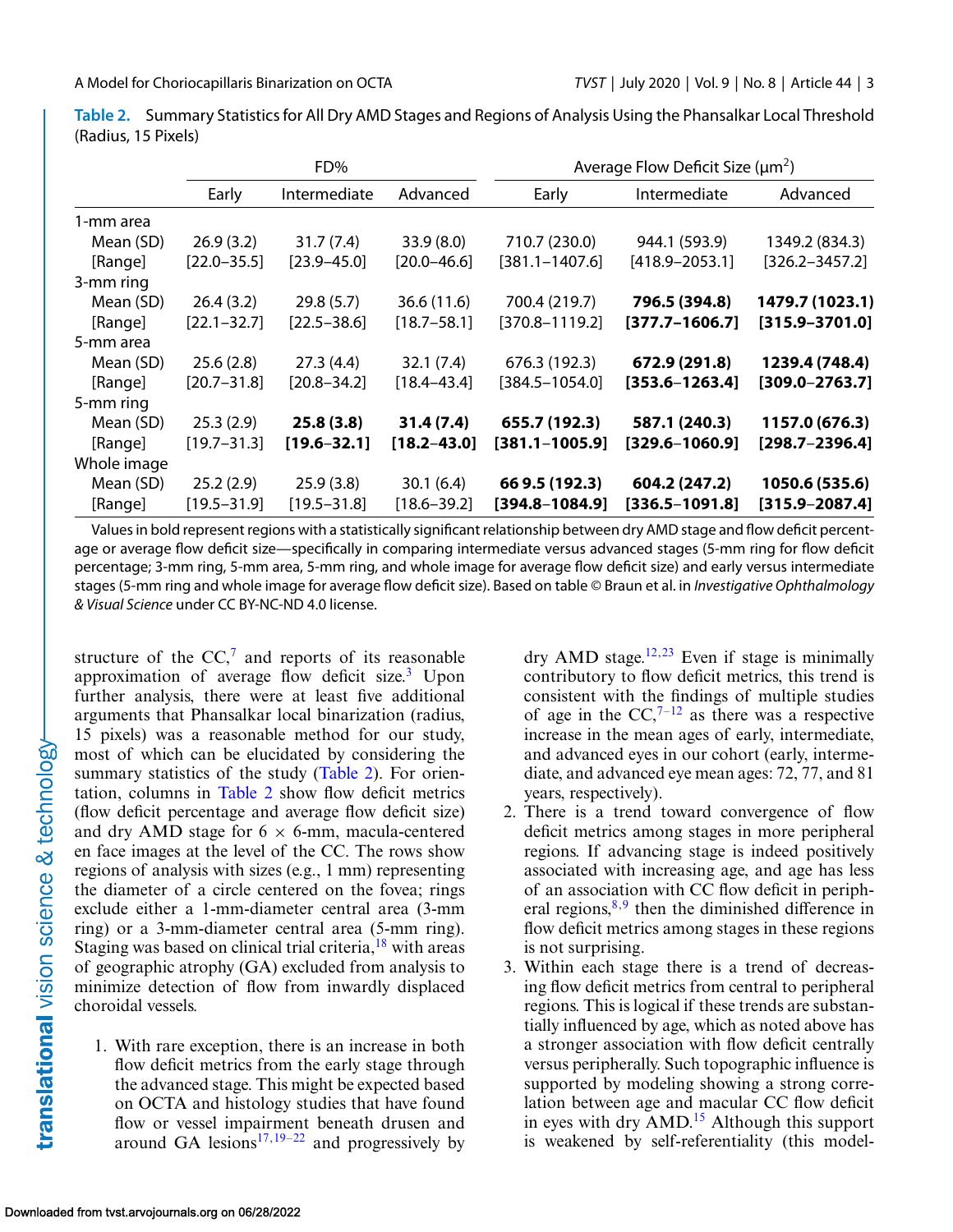**Table 2.** Summary Statistics for All Dry AMD Stages and Regions of Analysis Using the Phansalkar Local Threshold (Radius, 15 Pixels)

| | FD% | | | Average Flow Deficit Size (μm$^2$) | | |
|---|---|---|---|---|---|---|
| | Early | Intermediate | Advanced | Early | Intermediate | Advanced |
| 1-mm area | | | | | | |
| Mean (SD) | 26.9 (3.2) | 31.7 (7.4) | 33.9 (8.0) | 710.7 (230.0) | 944.1 (593.9) | 1349.2 (834.3) |
| [Range] | [22.0–35.5] | [23.9–45.0] | [20.0–46.6] | [381.1–1407.6] | [418.9–2053.1] | [326.2–3457.2] |
| 3-mm ring | | | | | | |
| Mean (SD) | 26.4 (3.2) | 29.8 (5.7) | 36.6 (11.6) | 700.4 (219.7) | **796.5 (394.8)** | **1479.7 (1023.1)** |
| [Range] | [22.1–32.7] | [22.5–38.6] | [18.7–58.1] | [370.8–1119.2] | **[377.7–1606.7]** | **[315.9–3701.0]** |
| 5-mm area | | | | | | |
| Mean (SD) | 25.6 (2.8) | 27.3 (4.4) | 32.1 (7.4) | 676.3 (192.3) | **672.9 (291.8)** | **1239.4 (748.4)** |
| [Range] | [20.7–31.8] | [20.8–34.2] | [18.4–43.4] | [384.5–1054.0] | **[353.6–1263.4]** | **[309.0–2763.7]** |
| 5-mm ring | | | | | | |
| Mean (SD) | 25.3 (2.9) | **25.8 (3.8)** | **31.4 (7.4)** | **655.7 (192.3)** | **587.1 (240.3)** | **1157.0 (676.3)** |
| [Range] | [19.7–31.3] | **[19.6–32.1]** | **[18.2–43.0]** | **[381.1–1005.9]** | **[329.6–1060.9]** | **[298.7–2396.4]** |
| Whole image | | | | | | |
| Mean (SD) | 25.2 (2.9) | 25.9 (3.8) | 30.1 (6.4) | **66 9.5 (192.3)** | **604.2 (247.2)** | **1050.6 (535.6)** |
| [Range] | [19.5–31.9] | [19.5–31.8] | [18.6–39.2] | **[394.8–1084.9]** | **[336.5–1091.8]** | **[315.9–2087.4]** |

Values in bold represent regions with a statistically significant relationship between dry AMD stage and flow deficit percentage or average flow deficit size—specifically in comparing intermediate versus advanced stages (5-mm ring for flow deficit percentage; 3-mm ring, 5-mm area, 5-mm ring, and whole image for average flow deficit size) and early versus intermediate stages (5-mm ring and whole image for average flow deficit size). Based on table © Braun et al. in *Investigative Ophthalmology & Visual Science* under CC BY-NC-ND 4.0 license.

structure of the CC,[7] and reports of its reasonable approximation of average flow deficit size.[3] Upon further analysis, there were at least five additional arguments that Phansalkar local binarization (radius, 15 pixels) was a reasonable method for our study, most of which can be elucidated by considering the summary statistics of the study (Table 2). For orientation, columns in Table 2 show flow deficit metrics (flow deficit percentage and average flow deficit size) and dry AMD stage for 6 × 6-mm, macula-centered en face images at the level of the CC. The rows show regions of analysis with sizes (e.g., 1 mm) representing the diameter of a circle centered on the fovea; rings exclude either a 1-mm-diameter central area (3-mm ring) or a 3-mm-diameter central area (5-mm ring). Staging was based on clinical trial criteria,[18] with areas of geographic atrophy (GA) excluded from analysis to minimize detection of flow from inwardly displaced choroidal vessels.

1. With rare exception, there is an increase in both flow deficit metrics from the early stage through the advanced stage. This might be expected based on OCTA and histology studies that have found flow or vessel impairment beneath drusen and around GA lesions[17,19–22] and progressively by dry AMD stage.[12,23] Even if stage is minimally contributory to flow deficit metrics, this trend is consistent with the findings of multiple studies of age in the CC,[7–12] as there was a respective increase in the mean ages of early, intermediate, and advanced eyes in our cohort (early, intermediate, and advanced eye mean ages: 72, 77, and 81 years, respectively).
2. There is a trend toward convergence of flow deficit metrics among stages in more peripheral regions. If advancing stage is indeed positively associated with increasing age, and age has less of an association with CC flow deficit in peripheral regions,[8,9] then the diminished difference in flow deficit metrics among stages in these regions is not surprising.
3. Within each stage there is a trend of decreasing flow deficit metrics from central to peripheral regions. This is logical if these trends are substantially influenced by age, which as noted above has a stronger association with flow deficit centrally versus peripherally. Such topographic influence is supported by modeling showing a strong correlation between age and macular CC flow deficit in eyes with dry AMD.[15] Although this support is weakened by self-referentiality (this model-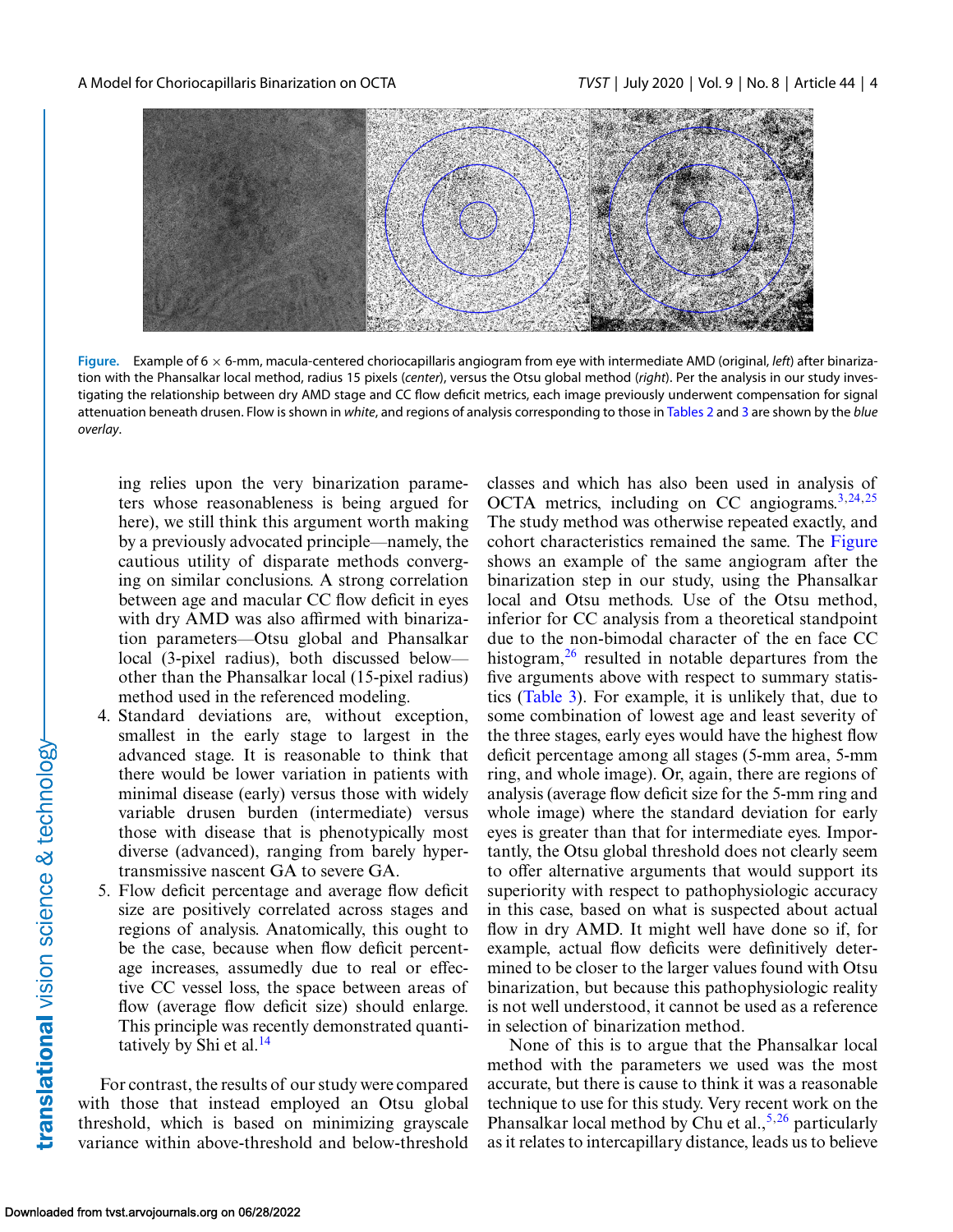**Figure.** Example of 6 × 6-mm, macula-centered choriocapillaris angiogram from eye with intermediate AMD (original, *left*) after binarization with the Phansalkar local method, radius 15 pixels (*center*), versus the Otsu global method (*right*). Per the analysis in our study investigating the relationship between dry AMD stage and CC flow deficit metrics, each image previously underwent compensation for signal attenuation beneath drusen. Flow is shown in *white*, and regions of analysis corresponding to those in Tables 2 and 3 are shown by the *blue overlay*.

ing relies upon the very binarization parameters whose reasonableness is being argued for here), we still think this argument worth making by a previously advocated principle—namely, the cautious utility of disparate methods converging on similar conclusions. A strong correlation between age and macular CC flow deficit in eyes with dry AMD was also affirmed with binarization parameters—Otsu global and Phansalkar local (3-pixel radius), both discussed below—other than the Phansalkar local (15-pixel radius) method used in the referenced modeling.

4. Standard deviations are, without exception, smallest in the early stage to largest in the advanced stage. It is reasonable to think that there would be lower variation in patients with minimal disease (early) versus those with widely variable drusen burden (intermediate) versus those with disease that is phenotypically most diverse (advanced), ranging from barely hypertransmissive nascent GA to severe GA.
5. Flow deficit percentage and average flow deficit size are positively correlated across stages and regions of analysis. Anatomically, this ought to be the case, because when flow deficit percentage increases, assumedly due to real or effective CC vessel loss, the space between areas of flow (average flow deficit size) should enlarge. This principle was recently demonstrated quantitatively by Shi et al.[14]

For contrast, the results of our study were compared with those that instead employed an Otsu global threshold, which is based on minimizing grayscale variance within above-threshold and below-threshold classes and which has also been used in analysis of OCTA metrics, including on CC angiograms.[3,24,25] The study method was otherwise repeated exactly, and cohort characteristics remained the same. The Figure shows an example of the same angiogram after the binarization step in our study, using the Phansalkar local and Otsu methods. Use of the Otsu method, inferior for CC analysis from a theoretical standpoint due to the non-bimodal character of the en face CC histogram,[26] resulted in notable departures from the five arguments above with respect to summary statistics (Table 3). For example, it is unlikely that, due to some combination of lowest age and least severity of the three stages, early eyes would have the highest flow deficit percentage among all stages (5-mm area, 5-mm ring, and whole image). Or, again, there are regions of analysis (average flow deficit size for the 5-mm ring and whole image) where the standard deviation for early eyes is greater than that for intermediate eyes. Importantly, the Otsu global threshold does not clearly seem to offer alternative arguments that would support its superiority with respect to pathophysiologic accuracy in this case, based on what is suspected about actual flow in dry AMD. It might well have done so if, for example, actual flow deficits were definitively determined to be closer to the larger values found with Otsu binarization, but because this pathophysiologic reality is not well understood, it cannot be used as a reference in selection of binarization method.

None of this is to argue that the Phansalkar local method with the parameters we used was the most accurate, but there is cause to think it was a reasonable technique to use for this study. Very recent work on the Phansalkar local method by Chu et al.,[5,26] particularly as it relates to intercapillary distance, leads us to believe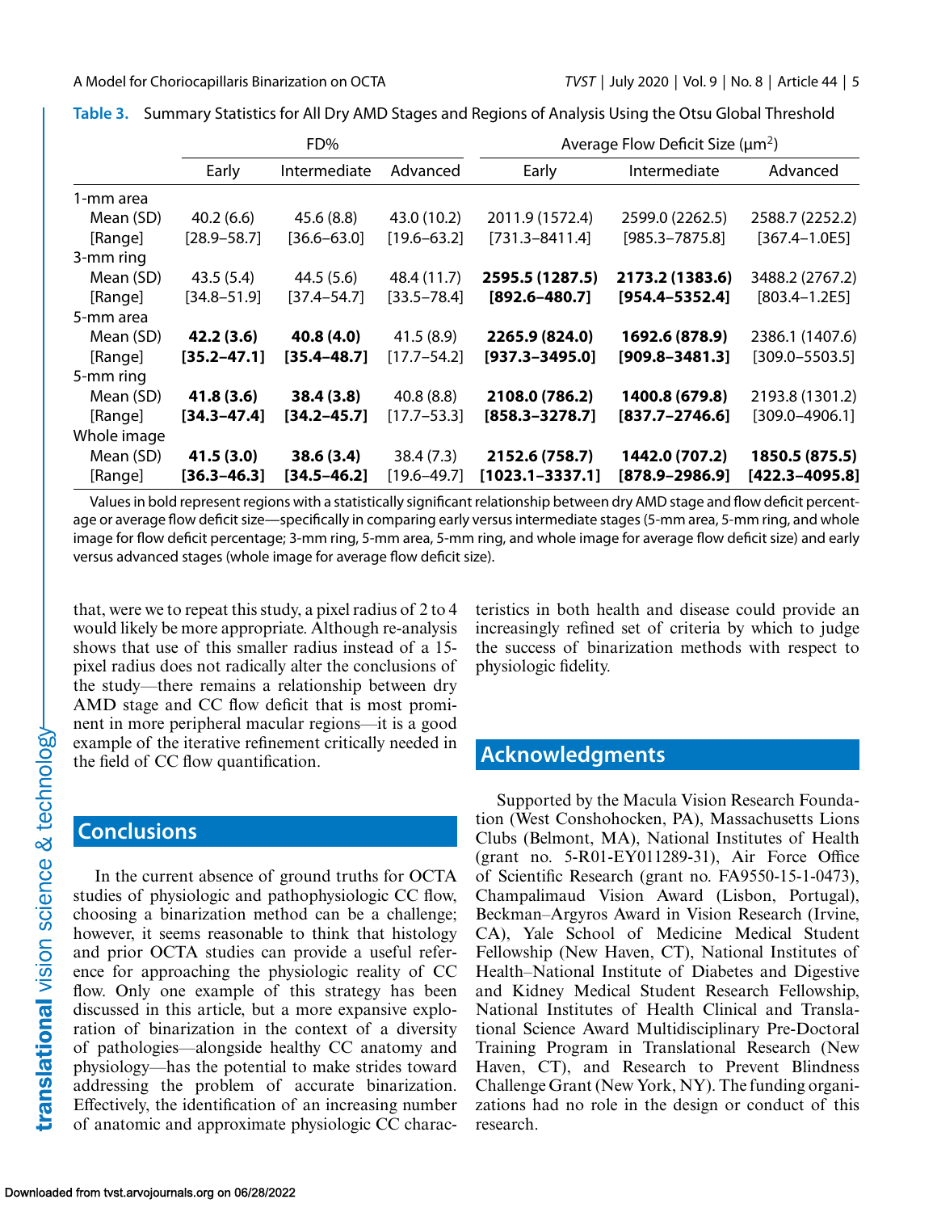**Table 3.** Summary Statistics for All Dry AMD Stages and Regions of Analysis Using the Otsu Global Threshold

| | FD% | | | Average Flow Deficit Size (μm$^2$) | | |
|---|---|---|---|---|---|---|
| | Early | Intermediate | Advanced | Early | Intermediate | Advanced |
| 1-mm area | | | | | | |
| Mean (SD) | 40.2 (6.6) | 45.6 (8.8) | 43.0 (10.2) | 2011.9 (1572.4) | 2599.0 (2262.5) | 2588.7 (2252.2) |
| [Range] | [28.9–58.7] | [36.6–63.0] | [19.6–63.2] | [731.3–8411.4] | [985.3–7875.8] | [367.4–1.0E5] |
| 3-mm ring | | | | | | |
| Mean (SD) | 43.5 (5.4) | 44.5 (5.6) | 48.4 (11.7) | **2595.5 (1287.5)** | **2173.2 (1383.6)** | 3488.2 (2767.2) |
| [Range] | [34.8–51.9] | [37.4–54.7] | [33.5–78.4] | **[892.6–480.7]** | **[954.4–5352.4]** | [803.4–1.2E5] |
| 5-mm area | | | | | | |
| Mean (SD) | **42.2 (3.6)** | **40.8 (4.0)** | 41.5 (8.9) | **2265.9 (824.0)** | **1692.6 (878.9)** | 2386.1 (1407.6) |
| [Range] | **[35.2–47.1]** | **[35.4–48.7]** | [17.7–54.2] | **[937.3–3495.0]** | **[909.8–3481.3]** | [309.0–5503.5] |
| 5-mm ring | | | | | | |
| Mean (SD) | **41.8 (3.6)** | **38.4 (3.8)** | 40.8 (8.8) | **2108.0 (786.2)** | **1400.8 (679.8)** | 2193.8 (1301.2) |
| [Range] | **[34.3–47.4]** | **[34.2–45.7]** | [17.7–53.3] | **[858.3–3278.7]** | **[837.7–2746.6]** | [309.0–4906.1] |
| Whole image | | | | | | |
| Mean (SD) | **41.5 (3.0)** | **38.6 (3.4)** | 38.4 (7.3) | **2152.6 (758.7)** | **1442.0 (707.2)** | **1850.5 (875.5)** |
| [Range] | **[36.3–46.3]** | **[34.5–46.2]** | [19.6–49.7] | **[1023.1–3337.1]** | **[878.9–2986.9]** | **[422.3–4095.8]** |

Values in bold represent regions with a statistically significant relationship between dry AMD stage and flow deficit percentage or average flow deficit size—specifically in comparing early versus intermediate stages (5-mm area, 5-mm ring, and whole image for flow deficit percentage; 3-mm ring, 5-mm area, 5-mm ring, and whole image for average flow deficit size) and early versus advanced stages (whole image for average flow deficit size).

that, were we to repeat this study, a pixel radius of 2 to 4 would likely be more appropriate. Although re-analysis shows that use of this smaller radius instead of a 15-pixel radius does not radically alter the conclusions of the study—there remains a relationship between dry AMD stage and CC flow deficit that is most prominent in more peripheral macular regions—it is a good example of the iterative refinement critically needed in the field of CC flow quantification.

## Conclusions

In the current absence of ground truths for OCTA studies of physiologic and pathophysiologic CC flow, choosing a binarization method can be a challenge; however, it seems reasonable to think that histology and prior OCTA studies can provide a useful reference for approaching the physiologic reality of CC flow. Only one example of this strategy has been discussed in this article, but a more expansive exploration of binarization in the context of a diversity of pathologies—alongside healthy CC anatomy and physiology—has the potential to make strides toward addressing the problem of accurate binarization. Effectively, the identification of an increasing number of anatomic and approximate physiologic CC characteristics in both health and disease could provide an increasingly refined set of criteria by which to judge the success of binarization methods with respect to physiologic fidelity.

## Acknowledgments

Supported by the Macula Vision Research Foundation (West Conshohocken, PA), Massachusetts Lions Clubs (Belmont, MA), National Institutes of Health (grant no. 5-R01-EY011289-31), Air Force Office of Scientific Research (grant no. FA9550-15-1-0473), Champalimaud Vision Award (Lisbon, Portugal), Beckman–Argyros Award in Vision Research (Irvine, CA), Yale School of Medicine Medical Student Fellowship (New Haven, CT), National Institutes of Health–National Institute of Diabetes and Digestive and Kidney Medical Student Research Fellowship, National Institutes of Health Clinical and Translational Science Award Multidisciplinary Pre-Doctoral Training Program in Translational Research (New Haven, CT), and Research to Prevent Blindness Challenge Grant (New York, NY). The funding organizations had no role in the design or conduct of this research.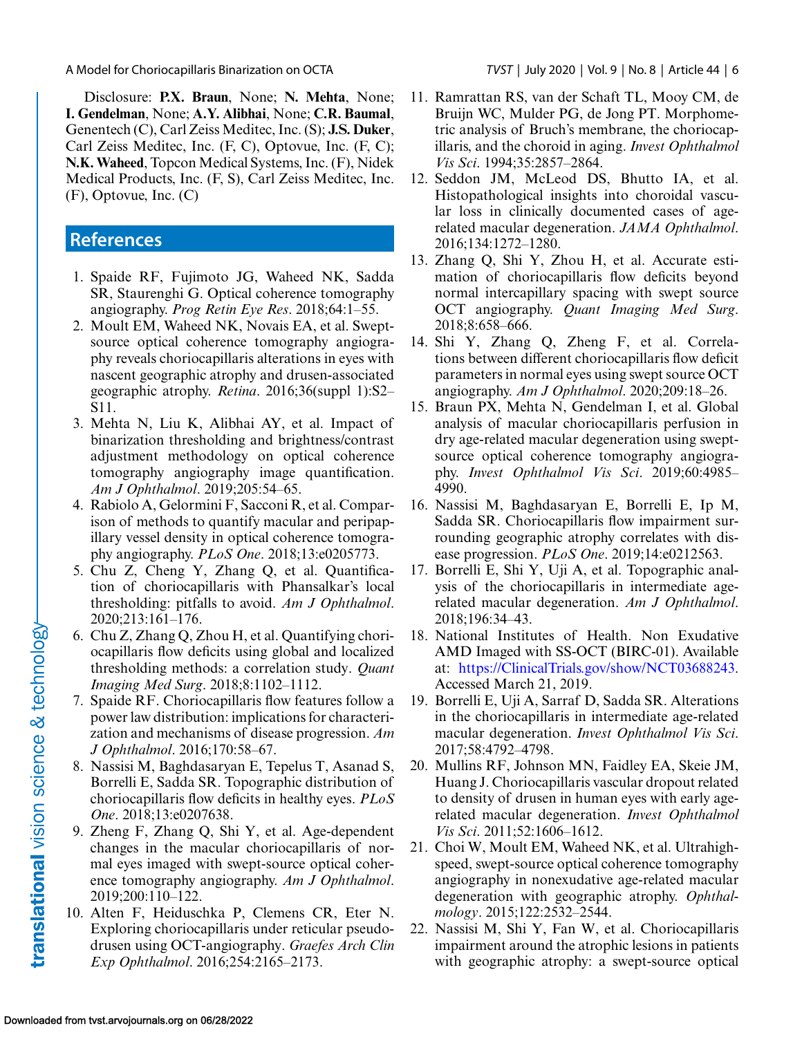Disclosure: **P.X. Braun**, None; **N. Mehta**, None; **I. Gendelman**, None; **A.Y. Alibhai**, None; **C.R. Baumal**, Genentech (C), Carl Zeiss Meditec, Inc. (S); **J.S. Duker**, Carl Zeiss Meditec, Inc. (F, C), Optovue, Inc. (F, C); **N.K. Waheed**, Topcon Medical Systems, Inc. (F), Nidek Medical Products, Inc. (F, S), Carl Zeiss Meditec, Inc. (F), Optovue, Inc. (C)

## References

1. Spaide RF, Fujimoto JG, Waheed NK, Sadda SR, Staurenghi G. Optical coherence tomography angiography. *Prog Retin Eye Res*. 2018;64:1–55.
2. Moult EM, Waheed NK, Novais EA, et al. Swept-source optical coherence tomography angiography reveals choriocapillaris alterations in eyes with nascent geographic atrophy and drusen-associated geographic atrophy. *Retina*. 2016;36(suppl 1):S2–S11.
3. Mehta N, Liu K, Alibhai AY, et al. Impact of binarization thresholding and brightness/contrast adjustment methodology on optical coherence tomography angiography image quantification. *Am J Ophthalmol*. 2019;205:54–65.
4. Rabiolo A, Gelormini F, Sacconi R, et al. Comparison of methods to quantify macular and peripapillary vessel density in optical coherence tomography angiography. *PLoS One*. 2018;13:e0205773.
5. Chu Z, Cheng Y, Zhang Q, et al. Quantification of choriocapillaris with Phansalkar's local thresholding: pitfalls to avoid. *Am J Ophthalmol*. 2020;213:161–176.
6. Chu Z, Zhang Q, Zhou H, et al. Quantifying choriocapillaris flow deficits using global and localized thresholding methods: a correlation study. *Quant Imaging Med Surg*. 2018;8:1102–1112.
7. Spaide RF. Choriocapillaris flow features follow a power law distribution: implications for characterization and mechanisms of disease progression. *Am J Ophthalmol*. 2016;170:58–67.
8. Nassisi M, Baghdasaryan E, Tepelus T, Asanad S, Borrelli E, Sadda SR. Topographic distribution of choriocapillaris flow deficits in healthy eyes. *PLoS One*. 2018;13:e0207638.
9. Zheng F, Zhang Q, Shi Y, et al. Age-dependent changes in the macular choriocapillaris of normal eyes imaged with swept-source optical coherence tomography angiography. *Am J Ophthalmol*. 2019;200:110–122.
10. Alten F, Heiduschka P, Clemens CR, Eter N. Exploring choriocapillaris under reticular pseudodrusen using OCT-angiography. *Graefes Arch Clin Exp Ophthalmol*. 2016;254:2165–2173.
11. Ramrattan RS, van der Schaft TL, Mooy CM, de Bruijn WC, Mulder PG, de Jong PT. Morphometric analysis of Bruch's membrane, the choriocapillaris, and the choroid in aging. *Invest Ophthalmol Vis Sci*. 1994;35:2857–2864.
12. Seddon JM, McLeod DS, Bhutto IA, et al. Histopathological insights into choroidal vascular loss in clinically documented cases of age-related macular degeneration. *JAMA Ophthalmol*. 2016;134:1272–1280.
13. Zhang Q, Shi Y, Zhou H, et al. Accurate estimation of choriocapillaris flow deficits beyond normal intercapillary spacing with swept source OCT angiography. *Quant Imaging Med Surg*. 2018;8:658–666.
14. Shi Y, Zhang Q, Zheng F, et al. Correlations between different choriocapillaris flow deficit parameters in normal eyes using swept source OCT angiography. *Am J Ophthalmol*. 2020;209:18–26.
15. Braun PX, Mehta N, Gendelman I, et al. Global analysis of macular choriocapillaris perfusion in dry age-related macular degeneration using swept-source optical coherence tomography angiography. *Invest Ophthalmol Vis Sci*. 2019;60:4985–4990.
16. Nassisi M, Baghdasaryan E, Borrelli E, Ip M, Sadda SR. Choriocapillaris flow impairment surrounding geographic atrophy correlates with disease progression. *PLoS One*. 2019;14:e0212563.
17. Borrelli E, Shi Y, Uji A, et al. Topographic analysis of the choriocapillaris in intermediate age-related macular degeneration. *Am J Ophthalmol*. 2018;196:34–43.
18. National Institutes of Health. Non Exudative AMD Imaged with SS-OCT (BIRC-01). Available at: https://ClinicalTrials.gov/show/NCT03688243. Accessed March 21, 2019.
19. Borrelli E, Uji A, Sarraf D, Sadda SR. Alterations in the choriocapillaris in intermediate age-related macular degeneration. *Invest Ophthalmol Vis Sci*. 2017;58:4792–4798.
20. Mullins RF, Johnson MN, Faidley EA, Skeie JM, Huang J. Choriocapillaris vascular dropout related to density of drusen in human eyes with early age-related macular degeneration. *Invest Ophthalmol Vis Sci*. 2011;52:1606–1612.
21. Choi W, Moult EM, Waheed NK, et al. Ultrahigh-speed, swept-source optical coherence tomography angiography in nonexudative age-related macular degeneration with geographic atrophy. *Ophthalmology*. 2015;122:2532–2544.
22. Nassisi M, Shi Y, Fan W, et al. Choriocapillaris impairment around the atrophic lesions in patients with geographic atrophy: a swept-source optical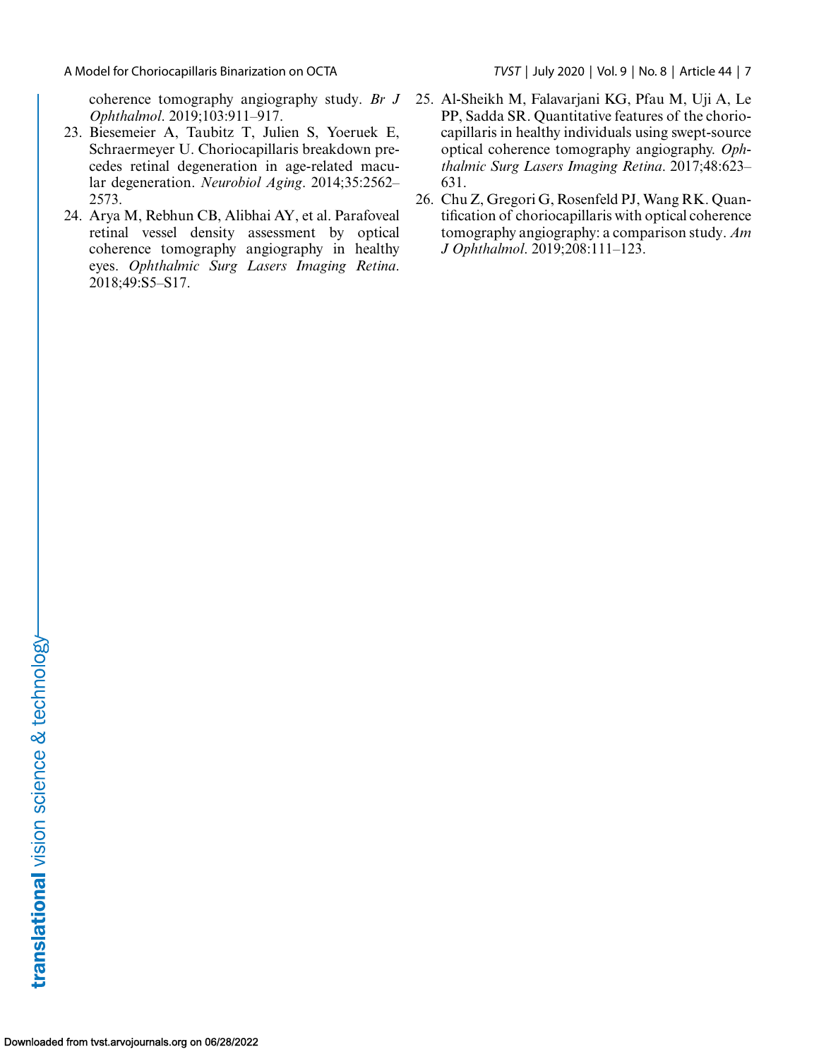coherence tomography angiography study. *Br J Ophthalmol*. 2019;103:911–917.

23. Biesemeier A, Taubitz T, Julien S, Yoeruek E, Schraermeyer U. Choriocapillaris breakdown precedes retinal degeneration in age-related macular degeneration. *Neurobiol Aging*. 2014;35:2562–2573.
24. Arya M, Rebhun CB, Alibhai AY, et al. Parafoveal retinal vessel density assessment by optical coherence tomography angiography in healthy eyes. *Ophthalmic Surg Lasers Imaging Retina*. 2018;49:S5–S17.
25. Al-Sheikh M, Falavarjani KG, Pfau M, Uji A, Le PP, Sadda SR. Quantitative features of the choriocapillaris in healthy individuals using swept-source optical coherence tomography angiography. *Ophthalmic Surg Lasers Imaging Retina*. 2017;48:623–631.
26. Chu Z, Gregori G, Rosenfeld PJ, Wang RK. Quantification of choriocapillaris with optical coherence tomography angiography: a comparison study. *Am J Ophthalmol*. 2019;208:111–123.